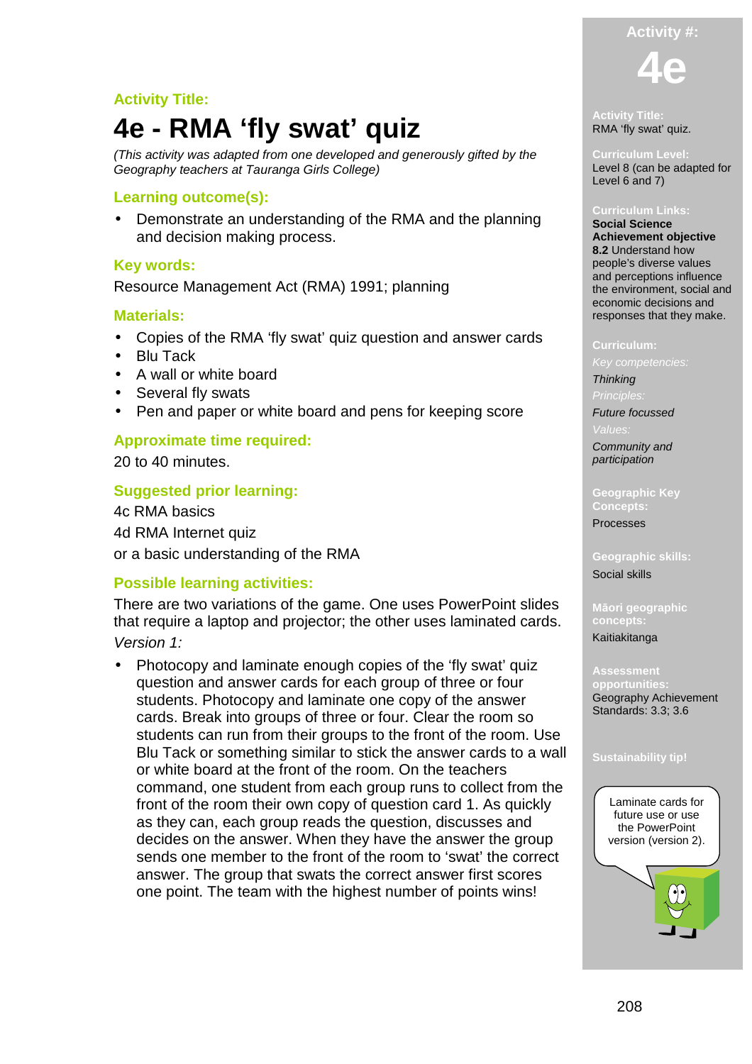**Activity Title:**

# 4e - RMA 'fly swat' quiz

*(This activity was adapted from one developed and generously gifted by the Geography teachers at Tauranga Girls College)*

## Learning outcome(s):

- Demonstrate an understanding of the RMA and the planning and decision making process.

## Key words:

Resource Management Act (RMA) 1991; planning

## Materials:

- Copies of the RMA 'fly swat' quiz question and answer cards
- Blu Tack
- A wall or white board
- Several fly swats
- Pen and paper or white board and pens for keeping score

## Approximate time required:

20 to 40 minutes.

## Suggested prior learning:

4c RMA basics

4d RMA Internet quiz

or a basic understanding of the RMA

## Possible learning activities:

There are two variations of the game. One uses PowerPoint slides that require a laptop and projector; the other uses laminated cards.

*Version 1:*

- Photocopy and laminate enough copies of the 'fly swat' quiz question and answer cards for each group of three or four students. Photocopy and laminate one copy of the answer cards. Break into groups of three or four. Clear the room so students can run from their groups to the front of the room. Use Blu Tack or something similar to stick the answer cards to a wall or white board at the front of the room. On the teachers command, one student from each group runs to collect from the front of the room their own copy of question card 1. As quickly as they can, each group reads the question, discusses and decides on the answer. When they have the answer the group sends one member to the front of the room to 'swat' the correct answer. The group that swats the correct answer first scores one point. The team with the highest number of points wins!

---

**Activity #:**

**4e**

**Activity Title:**
RMA 'fly swat' quiz.

**Curriculum Level:**
Level 8 (can be adapted for Level 6 and 7)

**Curriculum Links:**
**Social Science Achievement objective**
**8.2** Understand how people's diverse values and perceptions influence the environment, social and economic decisions and responses that they make.

**Curriculum:**
*Key competencies:*
*Thinking*
*Principles:*
*Future focussed*
*Values:*
*Community and participation*

**Geographic Key Concepts:**
Processes

**Geographic skills:**
Social skills

**Māori geographic concepts:**
Kaitiakitanga

**Assessment opportunities:**
Geography Achievement Standards: 3.3; 3.6

**Sustainability tip!**

Laminate cards for future use or use the PowerPoint version (version 2).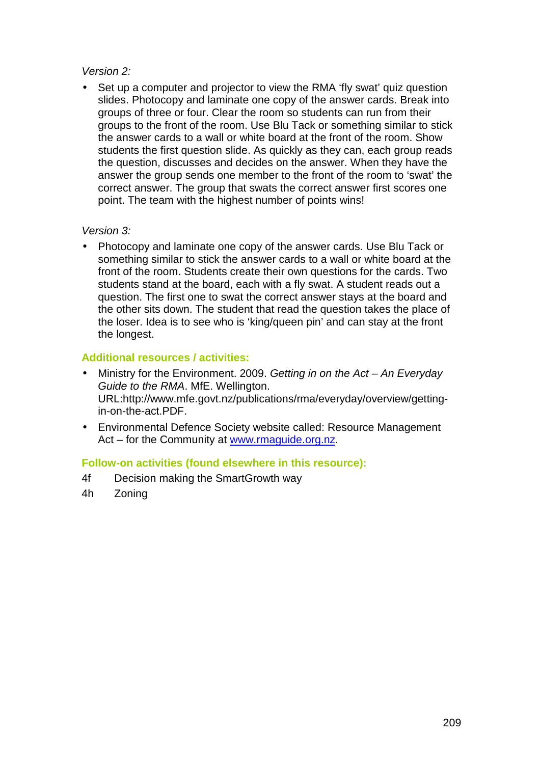*Version 2:*

- Set up a computer and projector to view the RMA 'fly swat' quiz question slides. Photocopy and laminate one copy of the answer cards. Break into groups of three or four. Clear the room so students can run from their groups to the front of the room. Use Blu Tack or something similar to stick the answer cards to a wall or white board at the front of the room. Show students the first question slide. As quickly as they can, each group reads the question, discusses and decides on the answer. When they have the answer the group sends one member to the front of the room to 'swat' the correct answer. The group that swats the correct answer first scores one point. The team with the highest number of points wins!

*Version 3:*

- Photocopy and laminate one copy of the answer cards. Use Blu Tack or something similar to stick the answer cards to a wall or white board at the front of the room. Students create their own questions for the cards. Two students stand at the board, each with a fly swat. A student reads out a question. The first one to swat the correct answer stays at the board and the other sits down. The student that read the question takes the place of the loser. Idea is to see who is 'king/queen pin' and can stay at the front the longest.

### Additional resources / activities:

- Ministry for the Environment. 2009. *Getting in on the Act – An Everyday Guide to the RMA*. MfE. Wellington. URL:http://www.mfe.govt.nz/publications/rma/everyday/overview/getting-in-on-the-act.PDF.
- Environmental Defence Society website called: Resource Management Act – for the Community at [www.rmaguide.org.nz](http://www.rmaguide.org.nz).

### Follow-on activities (found elsewhere in this resource):

4f Decision making the SmartGrowth way

4h Zoning